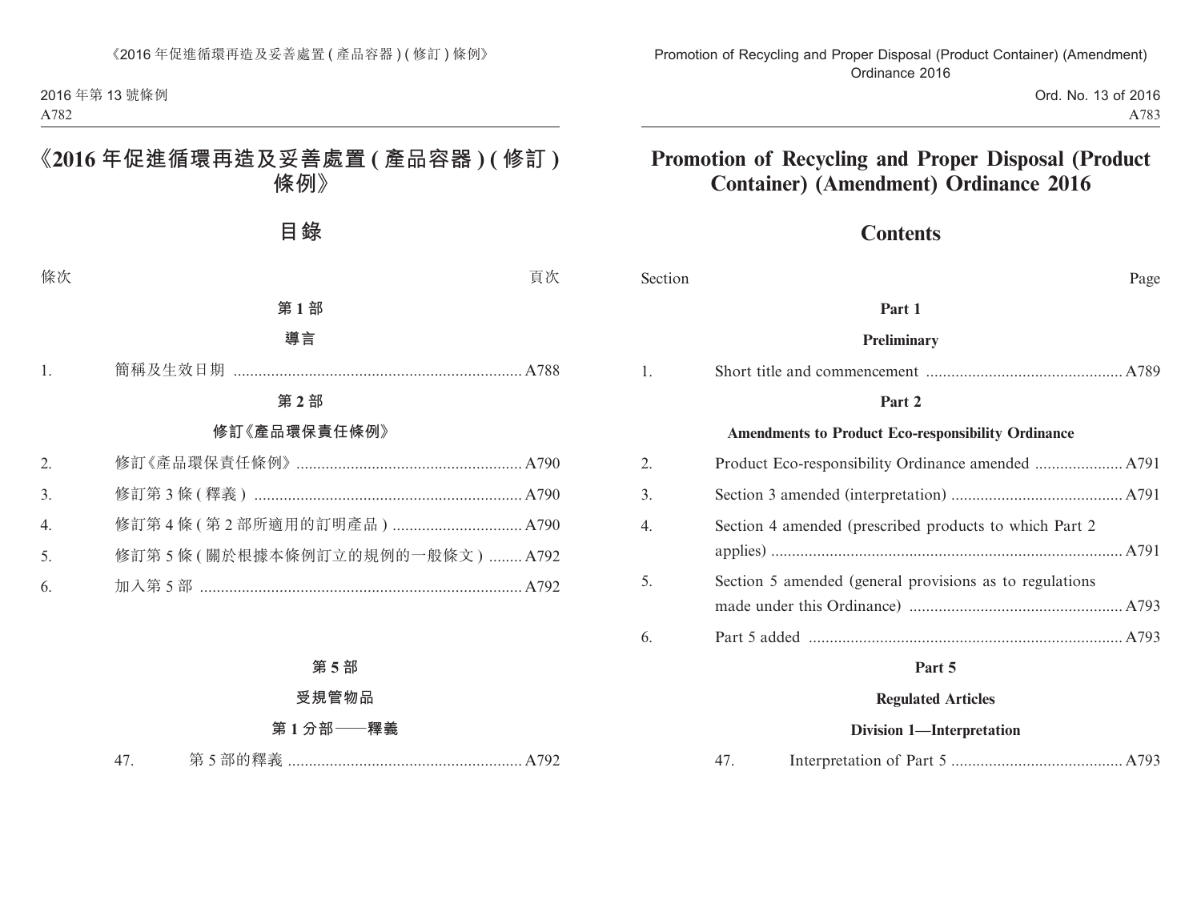# 《2016 年促進循環再造及妥善處置 ( 產品容器 ) ( 修訂 ) 條例》

## 目錄

| 條次 | | 頁次 |
|---|---|---|
| | **第 1 部** | |
| | **導言** | |
| 1. | 簡稱及生效日期 | A788 |
| | **第 2 部** | |
| | **修訂《產品環保責任條例》** | |
| 2. | 修訂《產品環保責任條例》 | A790 |
| 3. | 修訂第 3 條 ( 釋義 ) | A790 |
| 4. | 修訂第 4 條 ( 第 2 部所適用的訂明產品 ) | A790 |
| 5. | 修訂第 5 條 ( 關於根據本條例訂立的規例的一般條文 ) | A792 |
| 6. | 加入第 5 部 | A792 |
| | **第 5 部** | |
| | **受規管物品** | |
| | **第 1 分部——釋義** | |
| 47. | 第 5 部的釋義 | A792 |

# Promotion of Recycling and Proper Disposal (Product Container) (Amendment) Ordinance 2016

## Contents

| Section | | Page |
|---|---|---|
| | **Part 1** | |
| | **Preliminary** | |
| 1. | Short title and commencement | A789 |
| | **Part 2** | |
| | **Amendments to Product Eco-responsibility Ordinance** | |
| 2. | Product Eco-responsibility Ordinance amended | A791 |
| 3. | Section 3 amended (interpretation) | A791 |
| 4. | Section 4 amended (prescribed products to which Part 2 applies) | A791 |
| 5. | Section 5 amended (general provisions as to regulations made under this Ordinance) | A793 |
| 6. | Part 5 added | A793 |
| | **Part 5** | |
| | **Regulated Articles** | |
| | **Division 1—Interpretation** | |
| 47. | Interpretation of Part 5 | A793 |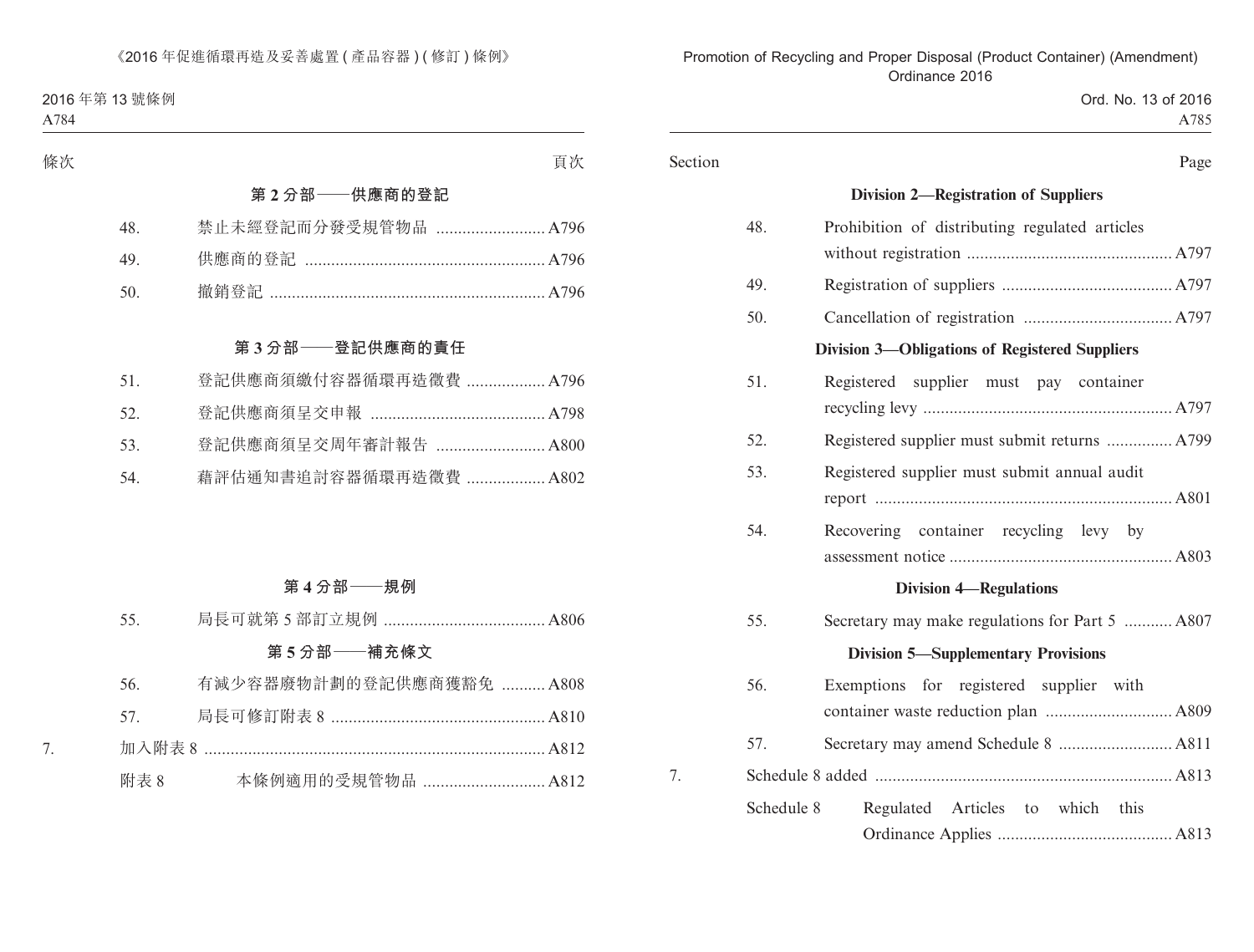條次 頁次

**第 2 分部——供應商的登記**

| | | |
|---|---|---|
| 48. | 禁止未經登記而分發受規管物品 | A796 |
| 49. | 供應商的登記 | A796 |
| 50. | 撤銷登記 | A796 |

**第 3 分部——登記供應商的責任**

| | | |
|---|---|---|
| 51. | 登記供應商須繳付容器循環再造徵費 | A796 |
| 52. | 登記供應商須呈交申報 | A798 |
| 53. | 登記供應商須呈交周年審計報告 | A800 |
| 54. | 藉評估通知書追討容器循環再造徵費 | A802 |

**第 4 分部——規例**

| | | |
|---|---|---|
| 55. | 局長可就第 5 部訂立規例 | A806 |

**第 5 分部——補充條文**

| | | |
|---|---|---|
| 56. | 有減少容器廢物計劃的登記供應商獲豁免 | A808 |
| 57. | 局長可修訂附表 8 | A810 |

| | | |
|---|---|---|
| 7. | 加入附表 8 | A812 |
| | 附表 8　本條例適用的受規管物品 | A812 |

Section Page

**Division 2—Registration of Suppliers**

| | | |
|---|---|---|
| 48. | Prohibition of distributing regulated articles without registration | A797 |
| 49. | Registration of suppliers | A797 |
| 50. | Cancellation of registration | A797 |

**Division 3—Obligations of Registered Suppliers**

| | | |
|---|---|---|
| 51. | Registered supplier must pay container recycling levy | A797 |
| 52. | Registered supplier must submit returns | A799 |
| 53. | Registered supplier must submit annual audit report | A801 |
| 54. | Recovering container recycling levy by assessment notice | A803 |

**Division 4—Regulations**

| | | |
|---|---|---|
| 55. | Secretary may make regulations for Part 5 | A807 |

**Division 5—Supplementary Provisions**

| | | |
|---|---|---|
| 56. | Exemptions for registered supplier with container waste reduction plan | A809 |
| 57. | Secretary may amend Schedule 8 | A811 |

| | | |
|---|---|---|
| 7. | Schedule 8 added | A813 |
| | Schedule 8　Regulated Articles to which this Ordinance Applies | A813 |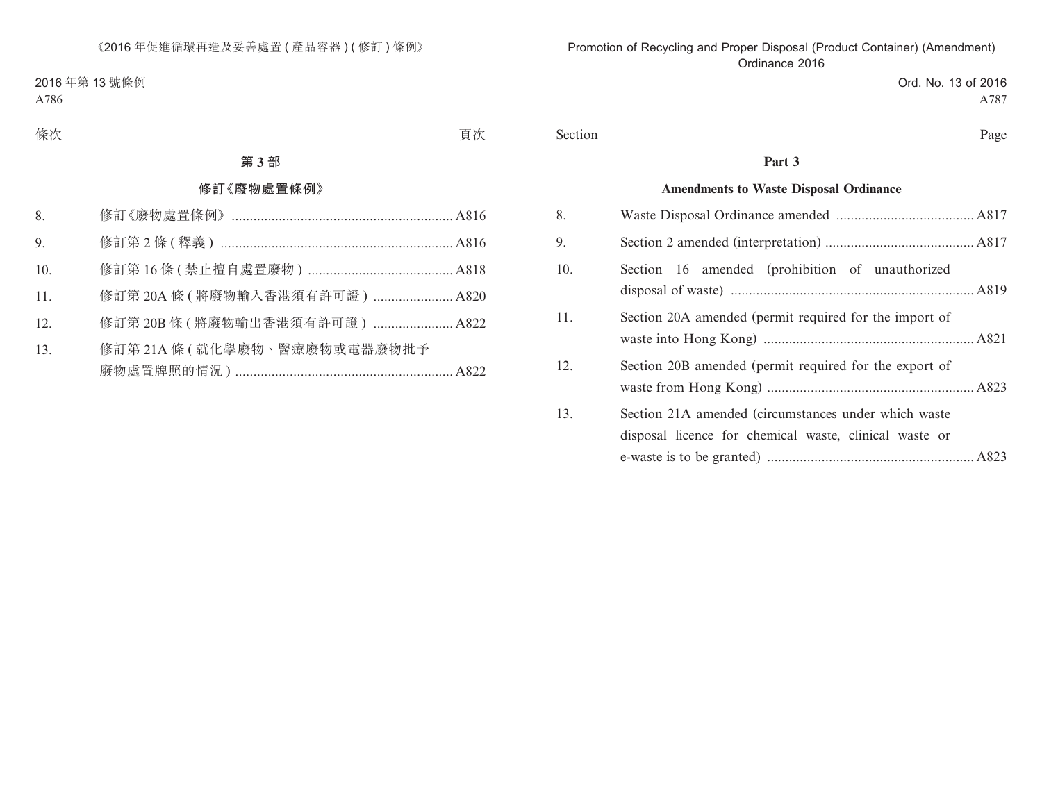條次 頁次

**第 3 部**

**修訂《廢物處置條例》**

| | | |
|---|---|---|
| 8. | 修訂《廢物處置條例》 | A816 |
| 9. | 修訂第 2 條 ( 釋義 ) | A816 |
| 10. | 修訂第 16 條 ( 禁止擅自處置廢物 ) | A818 |
| 11. | 修訂第 20A 條 ( 將廢物輸入香港須有許可證 ) | A820 |
| 12. | 修訂第 20B 條 ( 將廢物輸出香港須有許可證 ) | A822 |
| 13. | 修訂第 21A 條 ( 就化學廢物、醫療廢物或電器廢物批予廢物處置牌照的情況 ) | A822 |

Section Page

**Part 3**

**Amendments to Waste Disposal Ordinance**

| | | |
|---|---|---|
| 8. | Waste Disposal Ordinance amended | A817 |
| 9. | Section 2 amended (interpretation) | A817 |
| 10. | Section 16 amended (prohibition of unauthorized disposal of waste) | A819 |
| 11. | Section 20A amended (permit required for the import of waste into Hong Kong) | A821 |
| 12. | Section 20B amended (permit required for the export of waste from Hong Kong) | A823 |
| 13. | Section 21A amended (circumstances under which waste disposal licence for chemical waste, clinical waste or e-waste is to be granted) | A823 |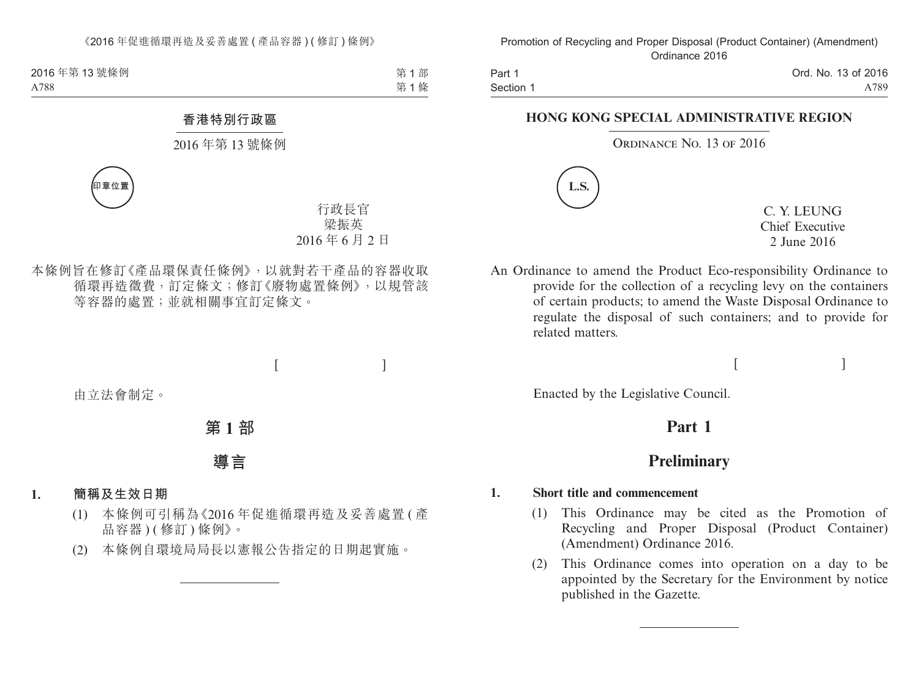## 香港特別行政區

2016 年第 13 號條例

印章位置

行政長官
梁振英
2016 年 6 月 2 日

本條例旨在修訂《產品環保責任條例》，以就對若干產品的容器收取循環再造徵費，訂定條文；修訂《廢物處置條例》，以規管該等容器的處置；並就相關事宜訂定條文。

[ ]

由立法會制定。

# 第 1 部

# 導言

**1. 簡稱及生效日期**

(1) 本條例可引稱為《2016 年促進循環再造及妥善處置 (產品容器) (修訂) 條例》。

(2) 本條例自環境局局長以憲報公告指定的日期起實施。

---

## HONG KONG SPECIAL ADMINISTRATIVE REGION

ORDINANCE NO. 13 OF 2016

L.S.

C. Y. LEUNG
Chief Executive
2 June 2016

An Ordinance to amend the Product Eco-responsibility Ordinance to provide for the collection of a recycling levy on the containers of certain products; to amend the Waste Disposal Ordinance to regulate the disposal of such containers; and to provide for related matters.

[ ]

Enacted by the Legislative Council.

# Part 1

# Preliminary

**1. Short title and commencement**

(1) This Ordinance may be cited as the Promotion of Recycling and Proper Disposal (Product Container) (Amendment) Ordinance 2016.

(2) This Ordinance comes into operation on a day to be appointed by the Secretary for the Environment by notice published in the Gazette.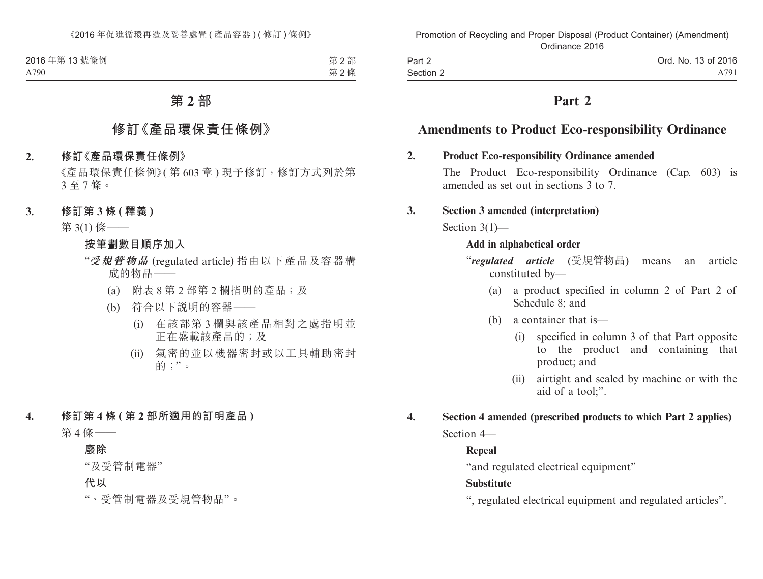# 第 2 部

## 修訂《產品環保責任條例》

**2. 修訂《產品環保責任條例》**

《產品環保責任條例》(第 603 章) 現予修訂，修訂方式列於第 3 至 7 條。

**3. 修訂第 3 條 (釋義)**

第 3(1) 條——

**按筆劃數目順序加入**

“***受規管物品*** (regulated article) 指由以下產品及容器構成的物品——

(a) 附表 8 第 2 部第 2 欄指明的產品；及

(b) 符合以下說明的容器——

(i) 在該部第 3 欄與該產品相對之處指明並正在盛載該產品的；及

(ii) 氣密的並以機器密封或以工具輔助密封的；”。

**4. 修訂第 4 條 (第 2 部所適用的訂明產品)**

第 4 條——

**廢除**

“及受管制電器”

**代以**

“、受管制電器及受規管物品”。

# Part 2

## Amendments to Product Eco-responsibility Ordinance

**2. Product Eco-responsibility Ordinance amended**

The Product Eco-responsibility Ordinance (Cap. 603) is amended as set out in sections 3 to 7.

**3. Section 3 amended (interpretation)**

Section 3(1)—

**Add in alphabetical order**

“***regulated article*** (受規管物品) means an article constituted by—

(a) a product specified in column 2 of Part 2 of Schedule 8; and

(b) a container that is—

(i) specified in column 3 of that Part opposite to the product and containing that product; and

(ii) airtight and sealed by machine or with the aid of a tool;”.

**4. Section 4 amended (prescribed products to which Part 2 applies)**

Section 4—

**Repeal**

“and regulated electrical equipment”

**Substitute**

“, regulated electrical equipment and regulated articles”.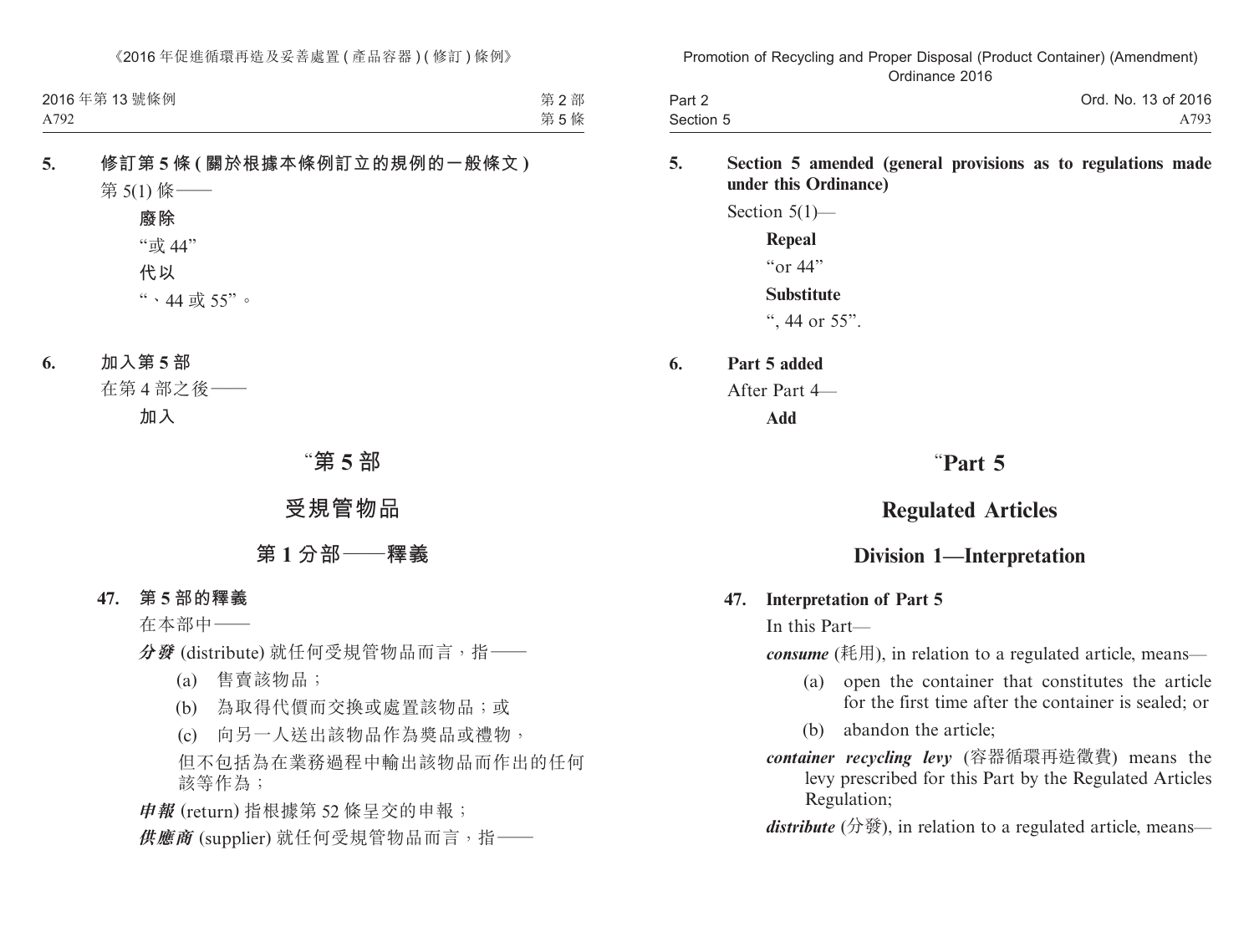**5. 修訂第 5 條 (關於根據本條例訂立的規例的一般條文)**

第 5(1) 條——

**廢除**

"或 44"

**代以**

"、44 或 55"。

**6. 加入第 5 部**

在第 4 部之後——

**加入**

# "第 5 部

# 受規管物品

## 第 1 分部——釋義

### 47. 第 5 部的釋義

在本部中——

***分發*** (distribute) 就任何受規管物品而言，指——

(a) 售賣該物品；

(b) 為取得代價而交換或處置該物品；或

(c) 向另一人送出該物品作為獎品或禮物，

但不包括為在業務過程中輸出該物品而作出的任何該等作為；

***申報*** (return) 指根據第 52 條呈交的申報；

***供應商*** (supplier) 就任何受規管物品而言，指——

**5. Section 5 amended (general provisions as to regulations made under this Ordinance)**

Section 5(1)—

**Repeal**

"or 44"

**Substitute**

", 44 or 55".

**6. Part 5 added**

After Part 4—

**Add**

# "Part 5

# Regulated Articles

## Division 1—Interpretation

### 47. Interpretation of Part 5

In this Part—

***consume*** (耗用), in relation to a regulated article, means—

(a) open the container that constitutes the article for the first time after the container is sealed; or

(b) abandon the article;

***container recycling levy*** (容器循環再造徵費) means the levy prescribed for this Part by the Regulated Articles Regulation;

***distribute*** (分發), in relation to a regulated article, means—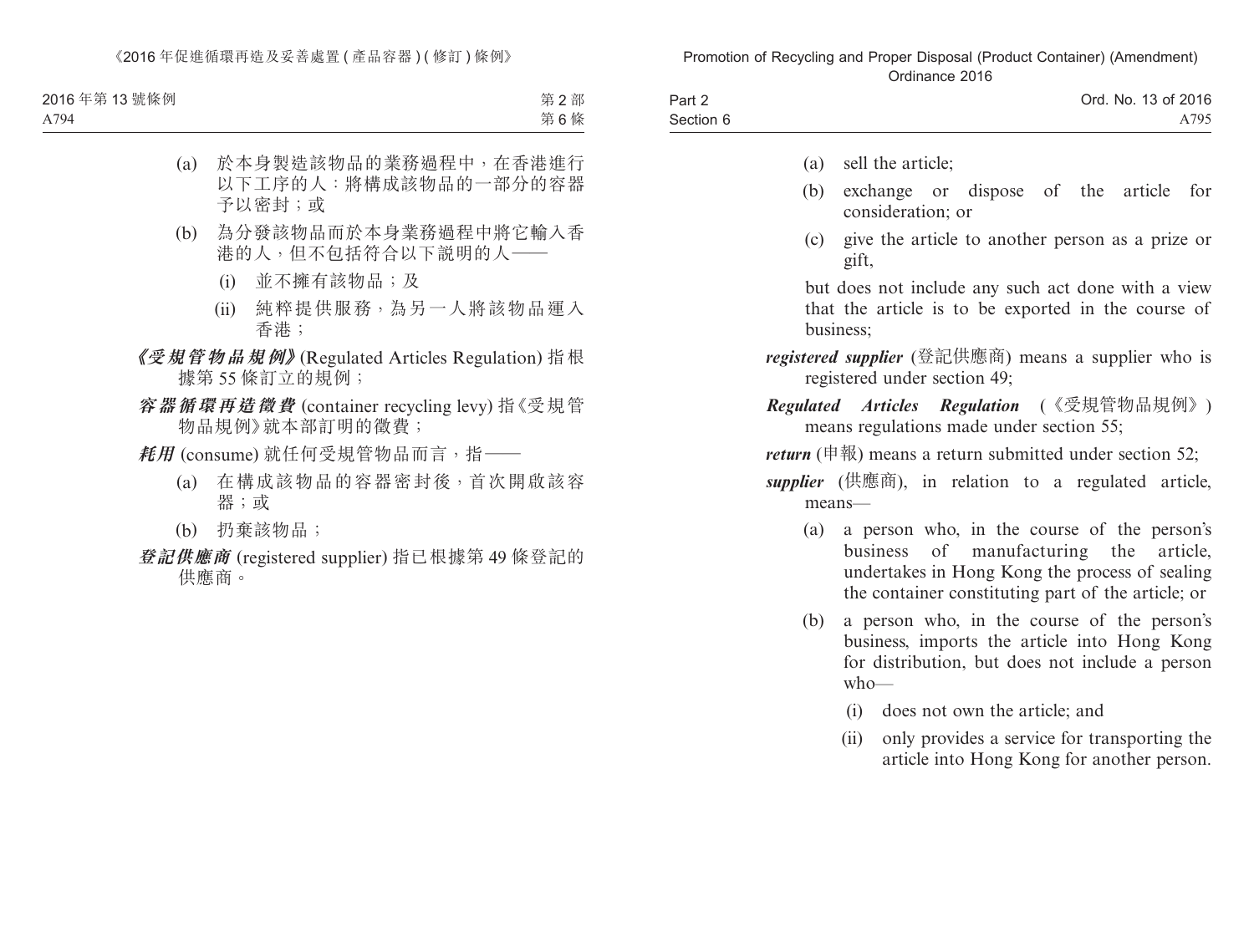(a) 於本身製造該物品的業務過程中，在香港進行以下工序的人：將構成該物品的一部分的容器予以密封；或

(b) 為分發該物品而於本身業務過程中將它輸入香港的人，但不包括符合以下說明的人——

(i) 並不擁有該物品；及

(ii) 純粹提供服務，為另一人將該物品運入香港；

***《受規管物品規例》***(Regulated Articles Regulation) 指根據第 55 條訂立的規例；

***容器循環再造徵費*** (container recycling levy) 指《受規管物品規例》就本部訂明的徵費；

***耗用*** (consume) 就任何受規管物品而言，指——

(a) 在構成該物品的容器密封後，首次開啟該容器；或

(b) 扔棄該物品；

***登記供應商*** (registered supplier) 指已根據第 49 條登記的供應商。

(a) sell the article;

(b) exchange or dispose of the article for consideration; or

(c) give the article to another person as a prize or gift,

but does not include any such act done with a view that the article is to be exported in the course of business;

***registered supplier*** (登記供應商) means a supplier who is registered under section 49;

***Regulated Articles Regulation*** (《受規管物品規例》) means regulations made under section 55;

***return*** (申報) means a return submitted under section 52;

***supplier*** (供應商), in relation to a regulated article, means—

(a) a person who, in the course of the person's business of manufacturing the article, undertakes in Hong Kong the process of sealing the container constituting part of the article; or

(b) a person who, in the course of the person's business, imports the article into Hong Kong for distribution, but does not include a person who—

(i) does not own the article; and

(ii) only provides a service for transporting the article into Hong Kong for another person.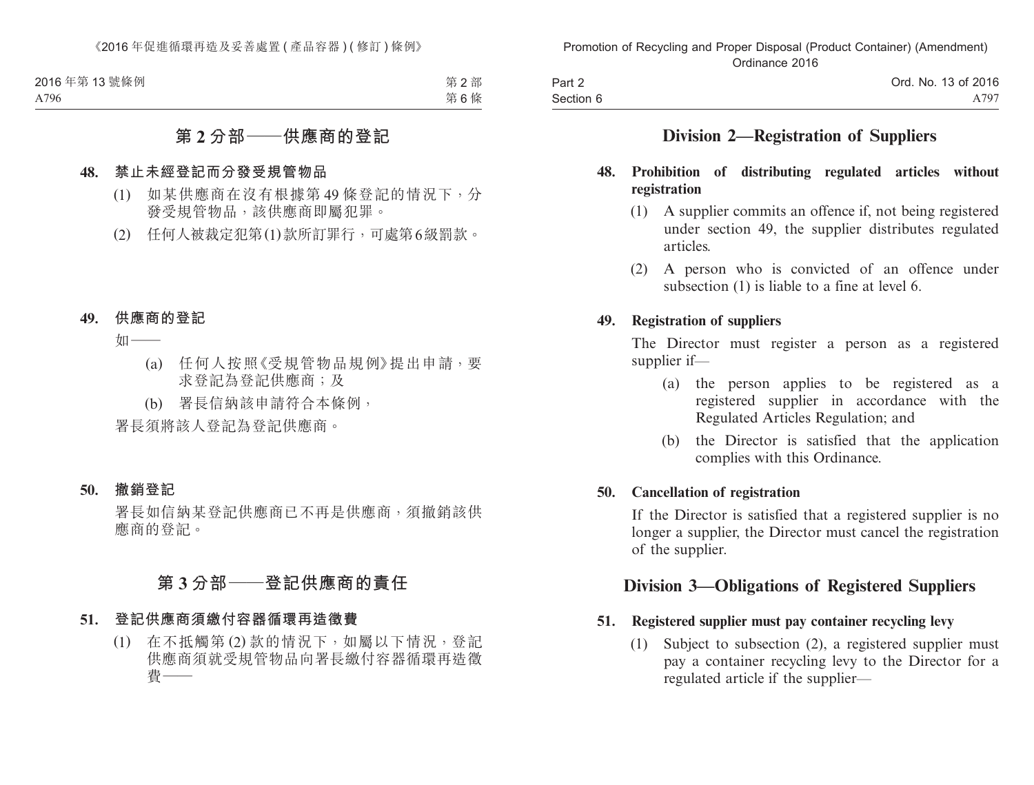## 第 2 分部——供應商的登記

**48. 禁止未經登記而分發受規管物品**

(1) 如某供應商在沒有根據第 49 條登記的情況下，分發受規管物品，該供應商即屬犯罪。

(2) 任何人被裁定犯第(1)款所訂罪行，可處第6級罰款。

**49. 供應商的登記**

如——

(a) 任何人按照《受規管物品規例》提出申請，要求登記為登記供應商；及

(b) 署長信納該申請符合本條例，

署長須將該人登記為登記供應商。

**50. 撤銷登記**

署長如信納某登記供應商已不再是供應商，須撤銷該供應商的登記。

## 第 3 分部——登記供應商的責任

**51. 登記供應商須繳付容器循環再造徵費**

(1) 在不抵觸第 (2) 款的情況下，如屬以下情況，登記供應商須就受規管物品向署長繳付容器循環再造徵費——

## Division 2—Registration of Suppliers

**48. Prohibition of distributing regulated articles without registration**

(1) A supplier commits an offence if, not being registered under section 49, the supplier distributes regulated articles.

(2) A person who is convicted of an offence under subsection (1) is liable to a fine at level 6.

**49. Registration of suppliers**

The Director must register a person as a registered supplier if—

(a) the person applies to be registered as a registered supplier in accordance with the Regulated Articles Regulation; and

(b) the Director is satisfied that the application complies with this Ordinance.

**50. Cancellation of registration**

If the Director is satisfied that a registered supplier is no longer a supplier, the Director must cancel the registration of the supplier.

## Division 3—Obligations of Registered Suppliers

**51. Registered supplier must pay container recycling levy**

(1) Subject to subsection (2), a registered supplier must pay a container recycling levy to the Director for a regulated article if the supplier—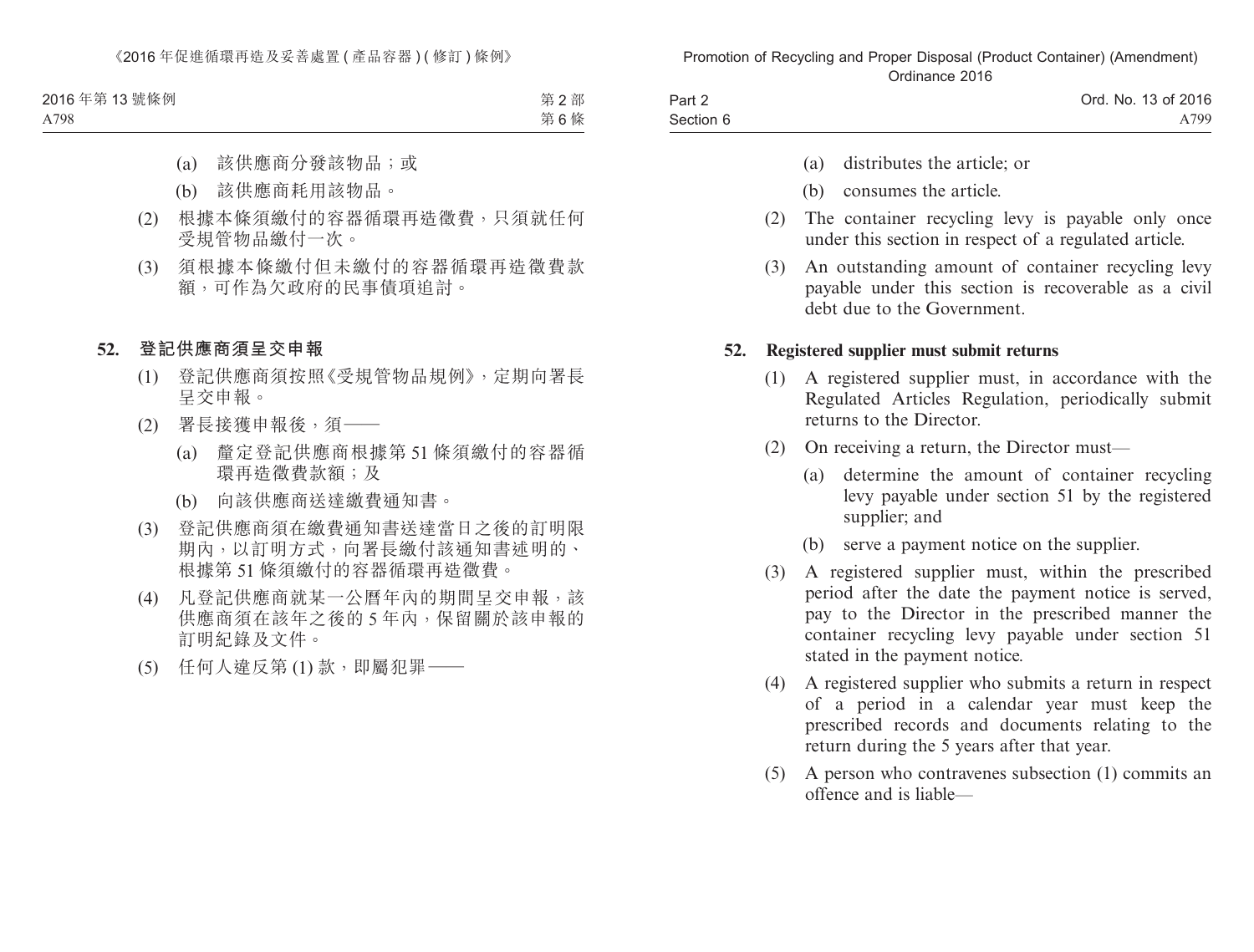(a) 該供應商分發該物品；或

(b) 該供應商耗用該物品。

(2) 根據本條須繳付的容器循環再造徵費，只須就任何受規管物品繳付一次。

(3) 須根據本條繳付但未繳付的容器循環再造徵費款額，可作為欠政府的民事債項追討。

**52. 登記供應商須呈交申報**

(1) 登記供應商須按照《受規管物品規例》，定期向署長呈交申報。

(2) 署長接獲申報後，須——

(a) 釐定登記供應商根據第 51 條須繳付的容器循環再造徵費款額；及

(b) 向該供應商送達繳費通知書。

(3) 登記供應商須在繳費通知書送達當日之後的訂明限期內，以訂明方式，向署長繳付該通知書述明的、根據第 51 條須繳付的容器循環再造徵費。

(4) 凡登記供應商就某一公曆年內的期間呈交申報，該供應商須在該年之後的 5 年內，保留關於該申報的訂明紀錄及文件。

(5) 任何人違反第 (1) 款，即屬犯罪——

(a) distributes the article; or

(b) consumes the article.

(2) The container recycling levy is payable only once under this section in respect of a regulated article.

(3) An outstanding amount of container recycling levy payable under this section is recoverable as a civil debt due to the Government.

**52. Registered supplier must submit returns**

(1) A registered supplier must, in accordance with the Regulated Articles Regulation, periodically submit returns to the Director.

(2) On receiving a return, the Director must—

(a) determine the amount of container recycling levy payable under section 51 by the registered supplier; and

(b) serve a payment notice on the supplier.

(3) A registered supplier must, within the prescribed period after the date the payment notice is served, pay to the Director in the prescribed manner the container recycling levy payable under section 51 stated in the payment notice.

(4) A registered supplier who submits a return in respect of a period in a calendar year must keep the prescribed records and documents relating to the return during the 5 years after that year.

(5) A person who contravenes subsection (1) commits an offence and is liable—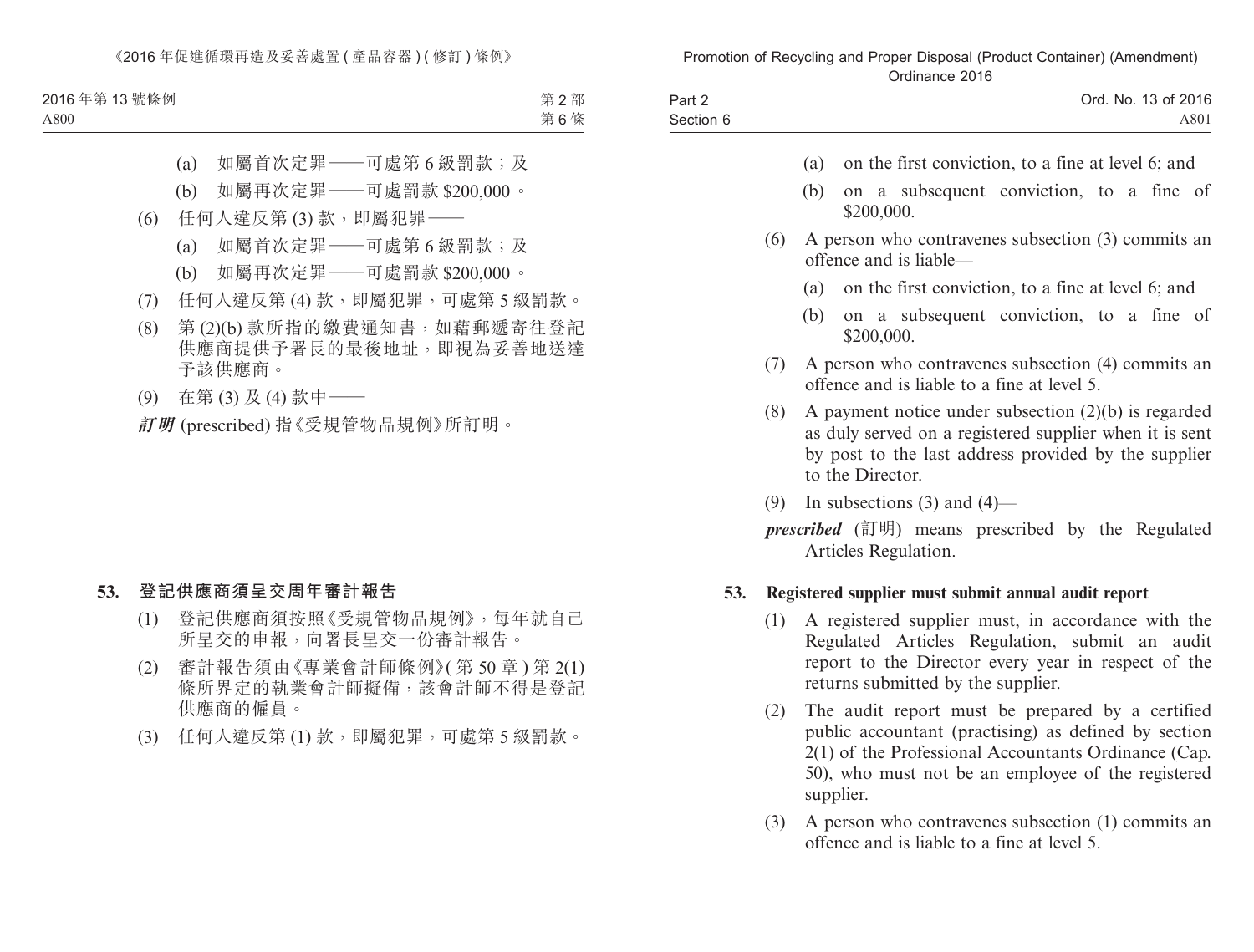(a) 如屬首次定罪——可處第 6 級罰款；及

(b) 如屬再次定罪——可處罰款 $200,000。

(6) 任何人違反第 (3) 款，即屬犯罪——

(a) 如屬首次定罪——可處第 6 級罰款；及

(b) 如屬再次定罪——可處罰款 $200,000。

(7) 任何人違反第 (4) 款，即屬犯罪，可處第 5 級罰款。

(8) 第 (2)(b) 款所指的繳費通知書，如藉郵遞寄往登記供應商提供予署長的最後地址，即視為妥善地送達予該供應商。

(9) 在第 (3) 及 (4) 款中——

***訂明*** (prescribed) 指《受規管物品規例》所訂明。

### 53. 登記供應商須呈交周年審計報告

(1) 登記供應商須按照《受規管物品規例》，每年就自己所呈交的申報，向署長呈交一份審計報告。

(2) 審計報告須由《專業會計師條例》(第 50 章) 第 2(1) 條所界定的執業會計師擬備，該會計師不得是登記供應商的僱員。

(3) 任何人違反第 (1) 款，即屬犯罪，可處第 5 級罰款。

(a) on the first conviction, to a fine at level 6; and

(b) on a subsequent conviction, to a fine of $200,000.

(6) A person who contravenes subsection (3) commits an offence and is liable—

(a) on the first conviction, to a fine at level 6; and

(b) on a subsequent conviction, to a fine of $200,000.

(7) A person who contravenes subsection (4) commits an offence and is liable to a fine at level 5.

(8) A payment notice under subsection (2)(b) is regarded as duly served on a registered supplier when it is sent by post to the last address provided by the supplier to the Director.

(9) In subsections (3) and (4)—

***prescribed*** (訂明) means prescribed by the Regulated Articles Regulation.

### 53. Registered supplier must submit annual audit report

(1) A registered supplier must, in accordance with the Regulated Articles Regulation, submit an audit report to the Director every year in respect of the returns submitted by the supplier.

(2) The audit report must be prepared by a certified public accountant (practising) as defined by section 2(1) of the Professional Accountants Ordinance (Cap. 50), who must not be an employee of the registered supplier.

(3) A person who contravenes subsection (1) commits an offence and is liable to a fine at level 5.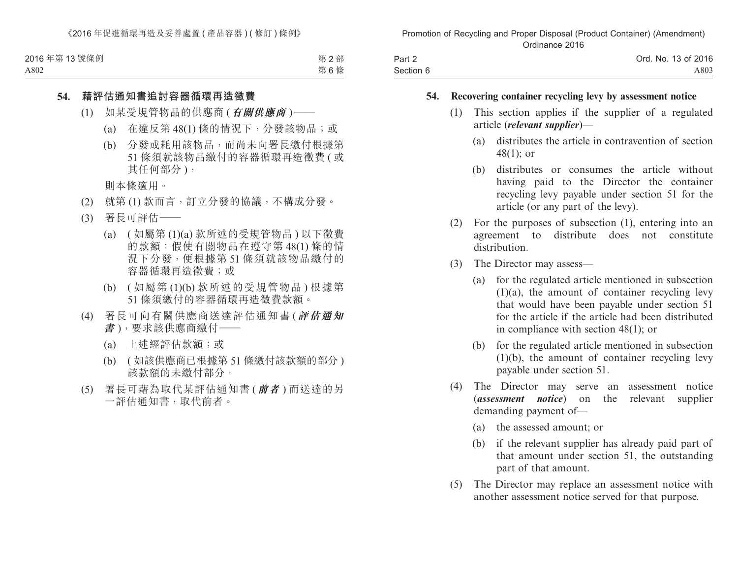**54. 藉評估通知書追討容器循環再造徵費**

(1) 如某受規管物品的供應商 (***有關供應商***)——

(a) 在違反第 48(1) 條的情況下，分發該物品；或

(b) 分發或耗用該物品，而尚未向署長繳付根據第 51 條須就該物品繳付的容器循環再造徵費 (或其任何部分)，

則本條適用。

(2) 就第 (1) 款而言，訂立分發的協議，不構成分發。

(3) 署長可評估——

(a) (如屬第 (1)(a) 款所述的受規管物品) 以下徵費的款額：假使有關物品在遵守第 48(1) 條的情況下分發，便根據第 51 條須就該物品繳付的容器循環再造徵費；或

(b) (如屬第 (1)(b) 款所述的受規管物品) 根據第 51 條須繳付的容器循環再造徵費款額。

(4) 署長可向有關供應商送達評估通知書 (***評估通知書***)，要求該供應商繳付——

(a) 上述經評估款額；或

(b) (如該供應商已根據第 51 條繳付該款額的部分) 該款額的未繳付部分。

(5) 署長可藉為取代某評估通知書 (***前者***) 而送達的另一評估通知書，取代前者。

**54. Recovering container recycling levy by assessment notice**

(1) This section applies if the supplier of a regulated article (***relevant supplier***)—

(a) distributes the article in contravention of section 48(1); or

(b) distributes or consumes the article without having paid to the Director the container recycling levy payable under section 51 for the article (or any part of the levy).

(2) For the purposes of subsection (1), entering into an agreement to distribute does not constitute distribution.

(3) The Director may assess—

(a) for the regulated article mentioned in subsection (1)(a), the amount of container recycling levy that would have been payable under section 51 for the article if the article had been distributed in compliance with section 48(1); or

(b) for the regulated article mentioned in subsection (1)(b), the amount of container recycling levy payable under section 51.

(4) The Director may serve an assessment notice (***assessment notice***) on the relevant supplier demanding payment of—

(a) the assessed amount; or

(b) if the relevant supplier has already paid part of that amount under section 51, the outstanding part of that amount.

(5) The Director may replace an assessment notice with another assessment notice served for that purpose.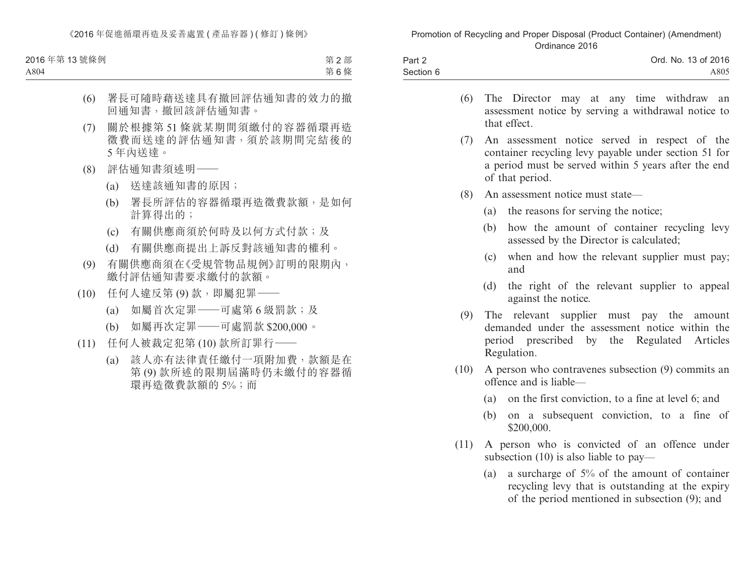(6) 署長可隨時藉送達具有撤回評估通知書的效力的撤回通知書，撤回該評估通知書。

(7) 關於根據第 51 條就某期間須繳付的容器循環再造徵費而送達的評估通知書，須於該期間完結後的 5 年內送達。

(8) 評估通知書須述明——

(a) 送達該通知書的原因；

(b) 署長所評估的容器循環再造徵費款額，是如何計算得出的；

(c) 有關供應商須於何時及以何方式付款；及

(d) 有關供應商提出上訴反對該通知書的權利。

(9) 有關供應商須在《受規管物品規例》訂明的限期內，繳付評估通知書要求繳付的款額。

(10) 任何人違反第 (9) 款，即屬犯罪——

(a) 如屬首次定罪——可處第 6 級罰款；及

(b) 如屬再次定罪——可處罰款 $200,000。

(11) 任何人被裁定犯第 (10) 款所訂罪行——

(a) 該人亦有法律責任繳付一項附加費，款額是在第 (9) 款所述的限期屆滿時仍未繳付的容器循環再造徵費款額的 5%；而

(6) The Director may at any time withdraw an assessment notice by serving a withdrawal notice to that effect.

(7) An assessment notice served in respect of the container recycling levy payable under section 51 for a period must be served within 5 years after the end of that period.

(8) An assessment notice must state—

(a) the reasons for serving the notice;

(b) how the amount of container recycling levy assessed by the Director is calculated;

(c) when and how the relevant supplier must pay; and

(d) the right of the relevant supplier to appeal against the notice.

(9) The relevant supplier must pay the amount demanded under the assessment notice within the period prescribed by the Regulated Articles Regulation.

(10) A person who contravenes subsection (9) commits an offence and is liable—

(a) on the first conviction, to a fine at level 6; and

(b) on a subsequent conviction, to a fine of $200,000.

(11) A person who is convicted of an offence under subsection (10) is also liable to pay—

(a) a surcharge of 5% of the amount of container recycling levy that is outstanding at the expiry of the period mentioned in subsection (9); and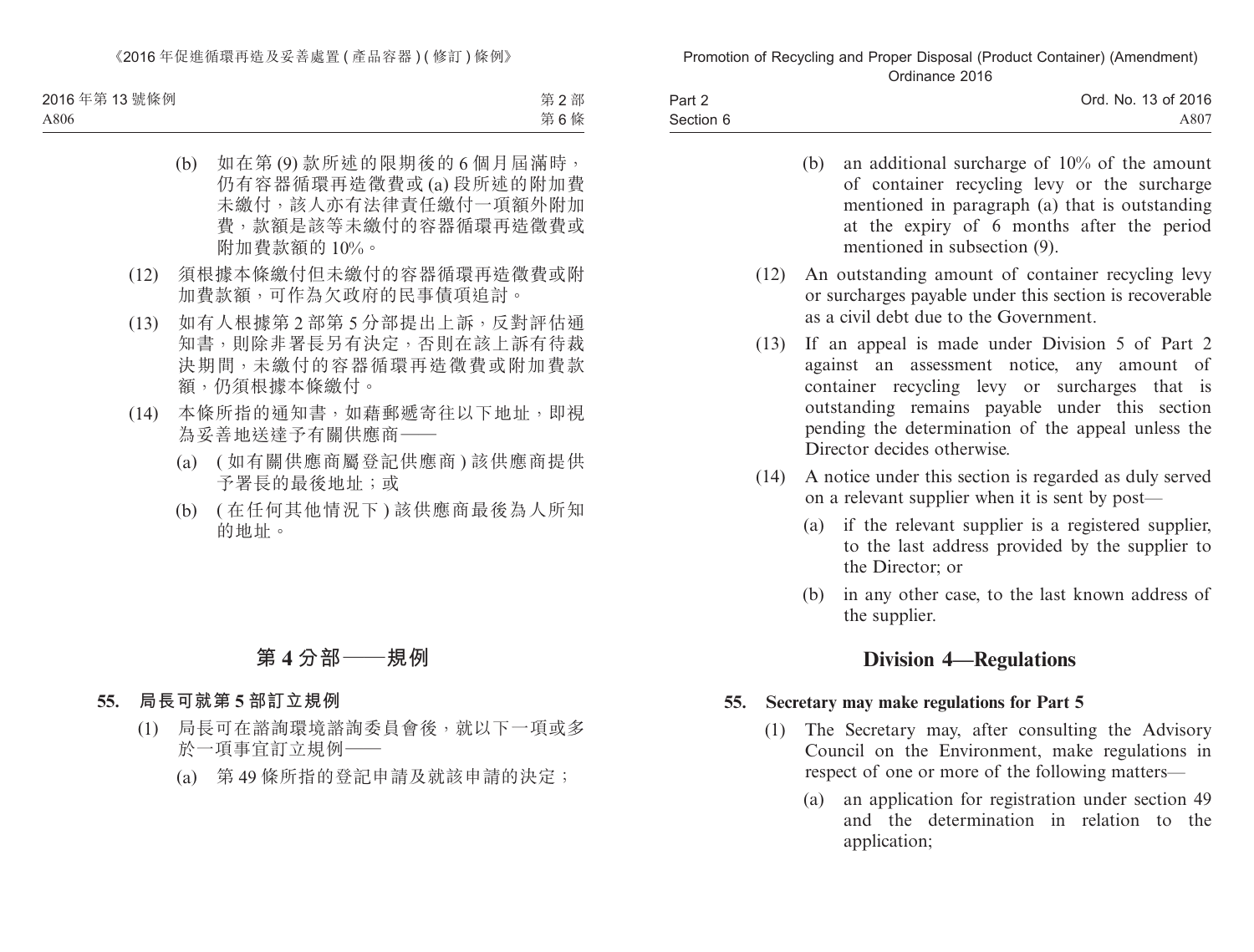(b) 如在第 (9) 款所述的限期後的 6 個月屆滿時，仍有容器循環再造徵費或 (a) 段所述的附加費未繳付，該人亦有法律責任繳付一項額外附加費，款額是該等未繳付的容器循環再造徵費或附加費款額的 10%。

(12) 須根據本條繳付但未繳付的容器循環再造徵費或附加費款額，可作為欠政府的民事債項追討。

(13) 如有人根據第 2 部第 5 分部提出上訴，反對評估通知書，則除非署長另有決定，否則在該上訴有待裁決期間，未繳付的容器循環再造徵費或附加費款額，仍須根據本條繳付。

(14) 本條所指的通知書，如藉郵遞寄往以下地址，即視為妥善地送達予有關供應商——

(a) (如有關供應商屬登記供應商) 該供應商提供予署長的最後地址；或

(b) (在任何其他情況下) 該供應商最後為人所知的地址。

## 第 4 分部——規例

**55. 局長可就第 5 部訂立規例**

(1) 局長可在諮詢環境諮詢委員會後，就以下一項或多於一項事宜訂立規例——

(a) 第 49 條所指的登記申請及就該申請的決定；

(b) an additional surcharge of 10% of the amount of container recycling levy or the surcharge mentioned in paragraph (a) that is outstanding at the expiry of 6 months after the period mentioned in subsection (9).

(12) An outstanding amount of container recycling levy or surcharges payable under this section is recoverable as a civil debt due to the Government.

(13) If an appeal is made under Division 5 of Part 2 against an assessment notice, any amount of container recycling levy or surcharges that is outstanding remains payable under this section pending the determination of the appeal unless the Director decides otherwise.

(14) A notice under this section is regarded as duly served on a relevant supplier when it is sent by post—

(a) if the relevant supplier is a registered supplier, to the last address provided by the supplier to the Director; or

(b) in any other case, to the last known address of the supplier.

## Division 4—Regulations

**55. Secretary may make regulations for Part 5**

(1) The Secretary may, after consulting the Advisory Council on the Environment, make regulations in respect of one or more of the following matters—

(a) an application for registration under section 49 and the determination in relation to the application;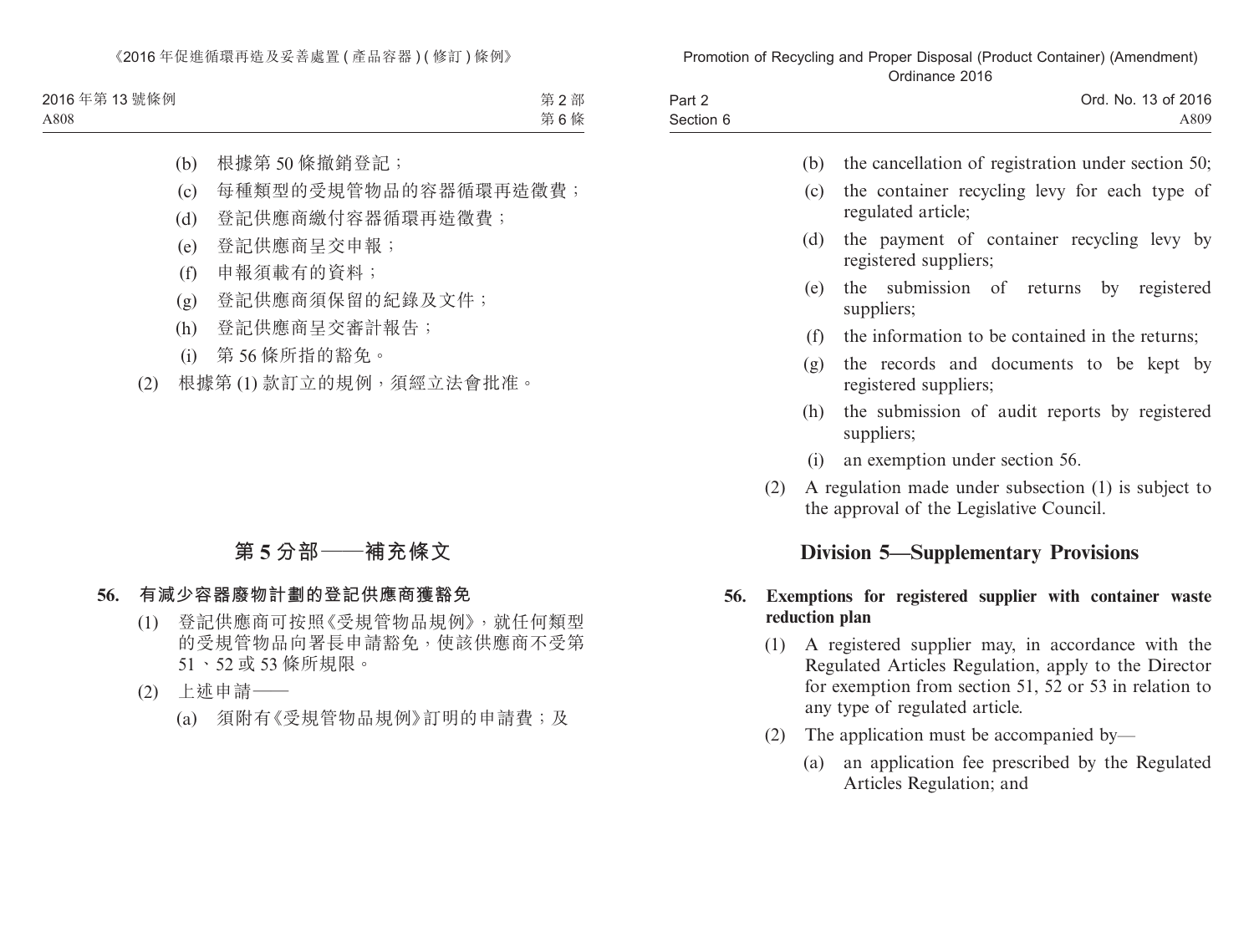(b) 根據第 50 條撤銷登記；

(c) 每種類型的受規管物品的容器循環再造徵費；

(d) 登記供應商繳付容器循環再造徵費；

(e) 登記供應商呈交申報；

(f) 申報須載有的資料；

(g) 登記供應商須保留的紀錄及文件；

(h) 登記供應商呈交審計報告；

(i) 第 56 條所指的豁免。

(2) 根據第 (1) 款訂立的規例，須經立法會批准。

## 第 5 分部——補充條文

### 56. 有減少容器廢物計劃的登記供應商獲豁免

(1) 登記供應商可按照《受規管物品規例》，就任何類型的受規管物品向署長申請豁免，使該供應商不受第 51、52 或 53 條所規限。

(2) 上述申請——

(a) 須附有《受規管物品規例》訂明的申請費；及

(b) the cancellation of registration under section 50;

(c) the container recycling levy for each type of regulated article;

(d) the payment of container recycling levy by registered suppliers;

(e) the submission of returns by registered suppliers;

(f) the information to be contained in the returns;

(g) the records and documents to be kept by registered suppliers;

(h) the submission of audit reports by registered suppliers;

(i) an exemption under section 56.

(2) A regulation made under subsection (1) is subject to the approval of the Legislative Council.

## Division 5—Supplementary Provisions

### 56. Exemptions for registered supplier with container waste reduction plan

(1) A registered supplier may, in accordance with the Regulated Articles Regulation, apply to the Director for exemption from section 51, 52 or 53 in relation to any type of regulated article.

(2) The application must be accompanied by—

(a) an application fee prescribed by the Regulated Articles Regulation; and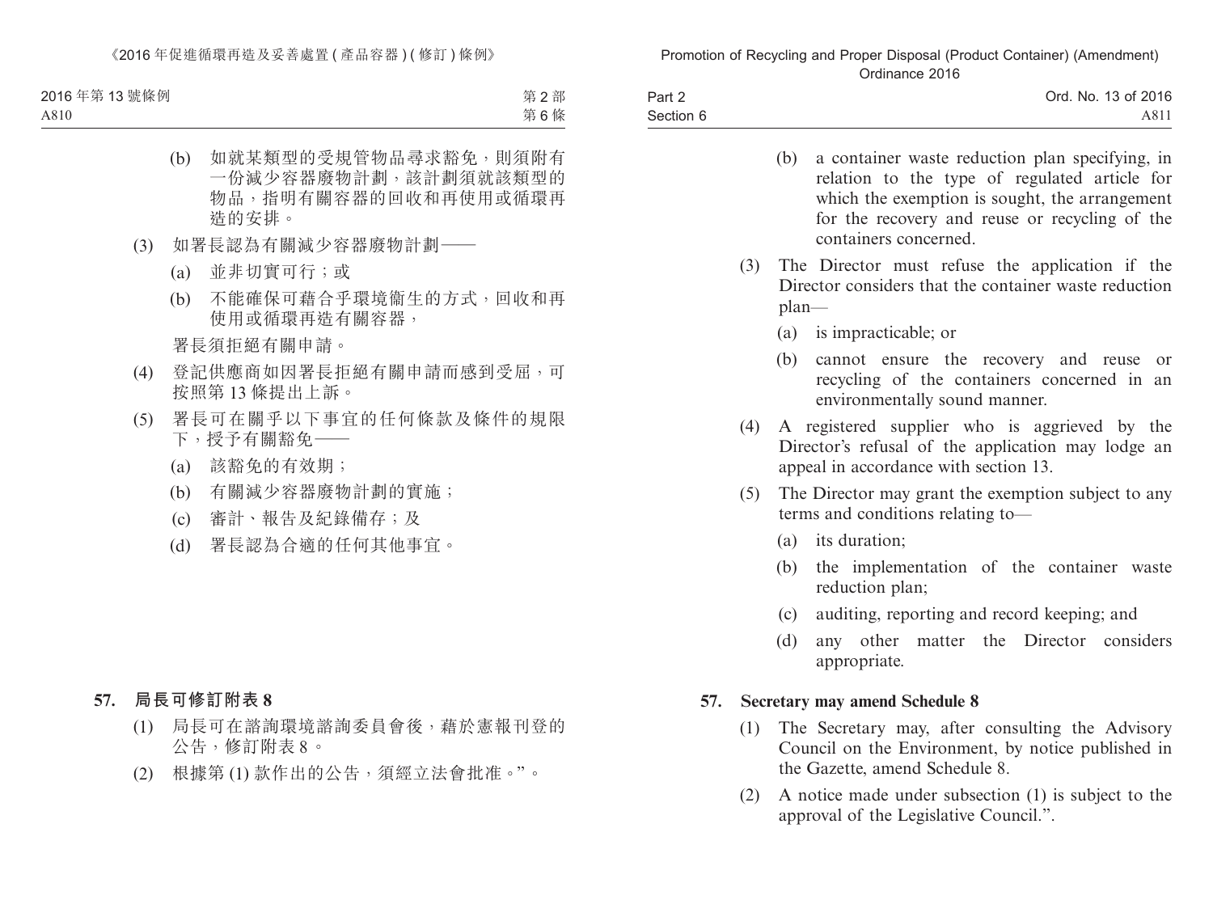(b) 如就某類型的受規管物品尋求豁免，則須附有一份減少容器廢物計劃，該計劃須就該類型的物品，指明有關容器的回收和再使用或循環再造的安排。

(3) 如署長認為有關減少容器廢物計劃——

(a) 並非切實可行；或

(b) 不能確保可藉合乎環境衞生的方式，回收和再使用或循環再造有關容器，

署長須拒絕有關申請。

(4) 登記供應商如因署長拒絕有關申請而感到受屈，可按照第 13 條提出上訴。

(5) 署長可在關乎以下事宜的任何條款及條件的規限下，授予有關豁免——

(a) 該豁免的有效期；

(b) 有關減少容器廢物計劃的實施；

(c) 審計、報告及紀錄備存；及

(d) 署長認為合適的任何其他事宜。

**57. 局長可修訂附表 8**

(1) 局長可在諮詢環境諮詢委員會後，藉於憲報刊登的公告，修訂附表 8。

(2) 根據第 (1) 款作出的公告，須經立法會批准。”。

(b) a container waste reduction plan specifying, in relation to the type of regulated article for which the exemption is sought, the arrangement for the recovery and reuse or recycling of the containers concerned.

(3) The Director must refuse the application if the Director considers that the container waste reduction plan—

(a) is impracticable; or

(b) cannot ensure the recovery and reuse or recycling of the containers concerned in an environmentally sound manner.

(4) A registered supplier who is aggrieved by the Director's refusal of the application may lodge an appeal in accordance with section 13.

(5) The Director may grant the exemption subject to any terms and conditions relating to—

(a) its duration;

(b) the implementation of the container waste reduction plan;

(c) auditing, reporting and record keeping; and

(d) any other matter the Director considers appropriate.

**57. Secretary may amend Schedule 8**

(1) The Secretary may, after consulting the Advisory Council on the Environment, by notice published in the Gazette, amend Schedule 8.

(2) A notice made under subsection (1) is subject to the approval of the Legislative Council.".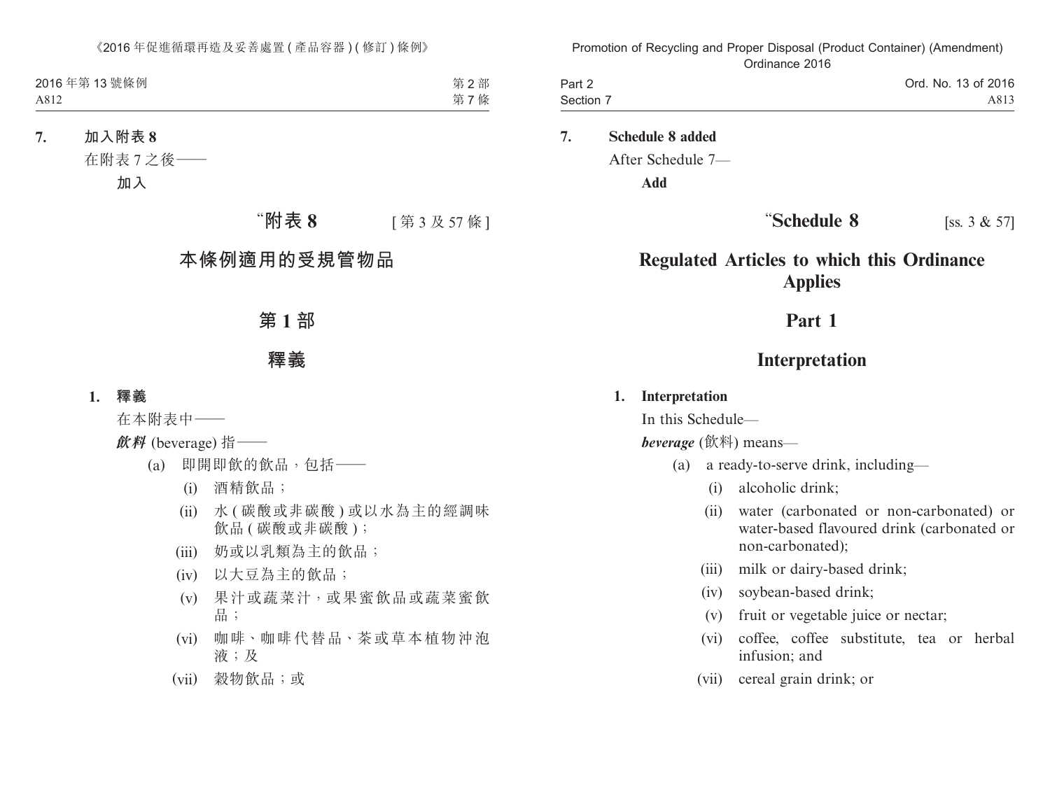**7. 加入附表 8**

在附表 7 之後——

**加入**

# “附表 8 [第 3 及 57 條]

## 本條例適用的受規管物品

## 第 1 部

## 釋義

**1. 釋義**

在本附表中——

***飲料*** (beverage) 指——

(a) 即開即飲的飲品，包括——

(i) 酒精飲品；

(ii) 水 (碳酸或非碳酸) 或以水為主的經調味飲品 (碳酸或非碳酸)；

(iii) 奶或以乳類為主的飲品；

(iv) 以大豆為主的飲品；

(v) 果汁或蔬菜汁，或果蜜飲品或蔬菜蜜飲品；

(vi) 咖啡、咖啡代替品、茶或草本植物沖泡液；及

(vii) 穀物飲品；或

**7. Schedule 8 added**

After Schedule 7—

**Add**

# “Schedule 8 [ss. 3 & 57]

## Regulated Articles to which this Ordinance Applies

## Part 1

## Interpretation

**1. Interpretation**

In this Schedule—

***beverage*** (飲料) means—

(a) a ready-to-serve drink, including—

(i) alcoholic drink;

(ii) water (carbonated or non-carbonated) or water-based flavoured drink (carbonated or non-carbonated);

(iii) milk or dairy-based drink;

(iv) soybean-based drink;

(v) fruit or vegetable juice or nectar;

(vi) coffee, coffee substitute, tea or herbal infusion; and

(vii) cereal grain drink; or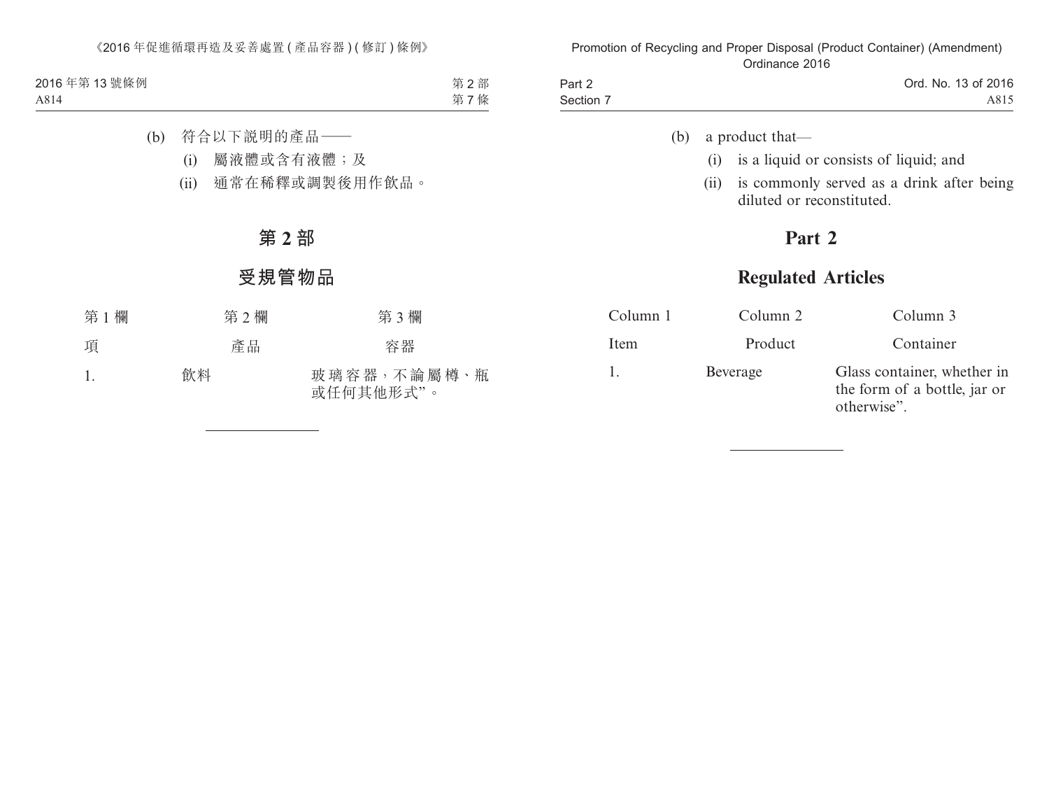(b) 符合以下說明的產品——

(i) 屬液體或含有液體；及

(ii) 通常在稀釋或調製後用作飲品。

## 第 2 部

## 受規管物品

| 第 1 欄 | 第 2 欄 | 第 3 欄 |
|---|---|---|
| 項 | 產品 | 容器 |
| 1. | 飲料 | 玻璃容器，不論屬樽、瓶或任何其他形式”。 |

---

(b) a product that—

(i) is a liquid or consists of liquid; and

(ii) is commonly served as a drink after being diluted or reconstituted.

## Part 2

## Regulated Articles

| Column 1 | Column 2 | Column 3 |
|---|---|---|
| Item | Product | Container |
| 1. | Beverage | Glass container, whether in the form of a bottle, jar or otherwise”. |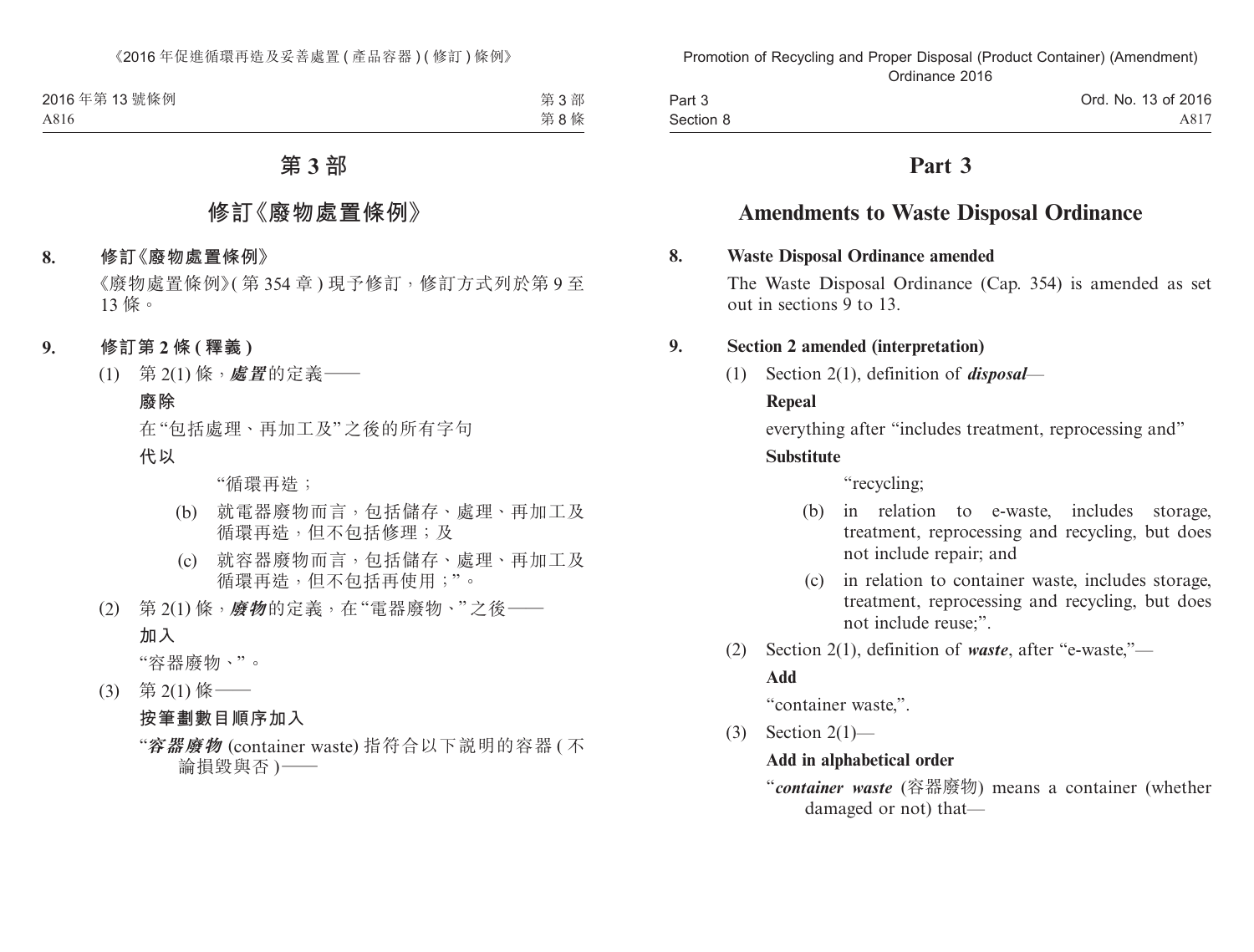# 第 3 部

## 修訂《廢物處置條例》

**8. 修訂《廢物處置條例》**

《廢物處置條例》(第 354 章) 現予修訂，修訂方式列於第 9 至 13 條。

**9. 修訂第 2 條 (釋義)**

(1) 第 2(1) 條，***處置***的定義——

**廢除**

在“包括處理、再加工及”之後的所有字句

**代以**

“循環再造；

(b) 就電器廢物而言，包括儲存、處理、再加工及循環再造，但不包括修理；及

(c) 就容器廢物而言，包括儲存、處理、再加工及循環再造，但不包括再使用；”。

(2) 第 2(1) 條，***廢物***的定義，在“電器廢物、”之後——

**加入**

“容器廢物、”。

(3) 第 2(1) 條——

**按筆劃數目順序加入**

“***容器廢物*** (container waste) 指符合以下說明的容器 (不論損毀與否)——

# Part 3

## Amendments to Waste Disposal Ordinance

**8. Waste Disposal Ordinance amended**

The Waste Disposal Ordinance (Cap. 354) is amended as set out in sections 9 to 13.

**9. Section 2 amended (interpretation)**

(1) Section 2(1), definition of ***disposal***—

**Repeal**

everything after “includes treatment, reprocessing and”

**Substitute**

“recycling;

(b) in relation to e-waste, includes storage, treatment, reprocessing and recycling, but does not include repair; and

(c) in relation to container waste, includes storage, treatment, reprocessing and recycling, but does not include reuse;”.

(2) Section 2(1), definition of ***waste***, after “e-waste,”—

**Add**

“container waste,”.

(3) Section 2(1)—

**Add in alphabetical order**

“***container waste*** (容器廢物) means a container (whether damaged or not) that—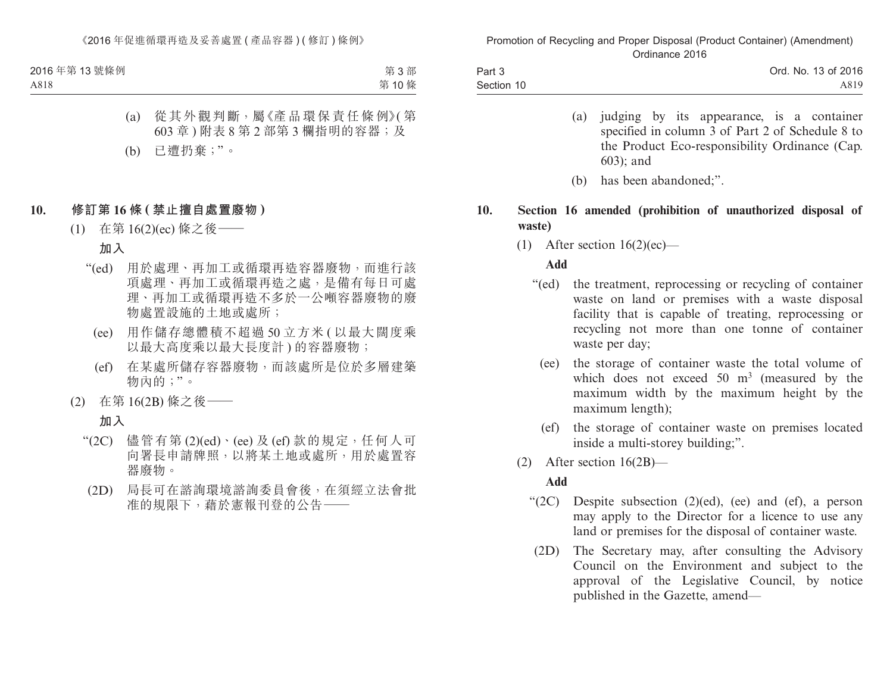(a) 從其外觀判斷，屬《產品環保責任條例》(第 603 章) 附表 8 第 2 部第 3 欄指明的容器；及

(b) 已遭扔棄；”。

## 10. 修訂第 16 條 (禁止擅自處置廢物)

(1) 在第 16(2)(ec) 條之後——

**加入**

“(ed) 用於處理、再加工或循環再造容器廢物，而進行該項處理、再加工或循環再造之處，是備有每日可處理、再加工或循環再造不多於一公噸容器廢物的廢物處置設施的土地或處所；

(ee) 用作儲存總體積不超過 50 立方米 (以最大闊度乘以最大高度乘以最大長度計) 的容器廢物；

(ef) 在某處所儲存容器廢物，而該處所是位於多層建築物內的；”。

(2) 在第 16(2B) 條之後——

**加入**

“(2C) 儘管有第 (2)(ed)、(ee) 及 (ef) 款的規定，任何人可向署長申請牌照，以將某土地或處所，用於處置容器廢物。

(2D) 局長可在諮詢環境諮詢委員會後，在須經立法會批准的規限下，藉於憲報刊登的公告——

(a) judging by its appearance, is a container specified in column 3 of Part 2 of Schedule 8 to the Product Eco-responsibility Ordinance (Cap. 603); and

(b) has been abandoned;”.

## 10. Section 16 amended (prohibition of unauthorized disposal of waste)

(1) After section 16(2)(ec)—

**Add**

“(ed) the treatment, reprocessing or recycling of container waste on land or premises with a waste disposal facility that is capable of treating, reprocessing or recycling not more than one tonne of container waste per day;

(ee) the storage of container waste the total volume of which does not exceed 50 $m^3$ (measured by the maximum width by the maximum height by the maximum length);

(ef) the storage of container waste on premises located inside a multi-storey building;”.

(2) After section 16(2B)—

**Add**

“(2C) Despite subsection (2)(ed), (ee) and (ef), a person may apply to the Director for a licence to use any land or premises for the disposal of container waste.

(2D) The Secretary may, after consulting the Advisory Council on the Environment and subject to the approval of the Legislative Council, by notice published in the Gazette, amend—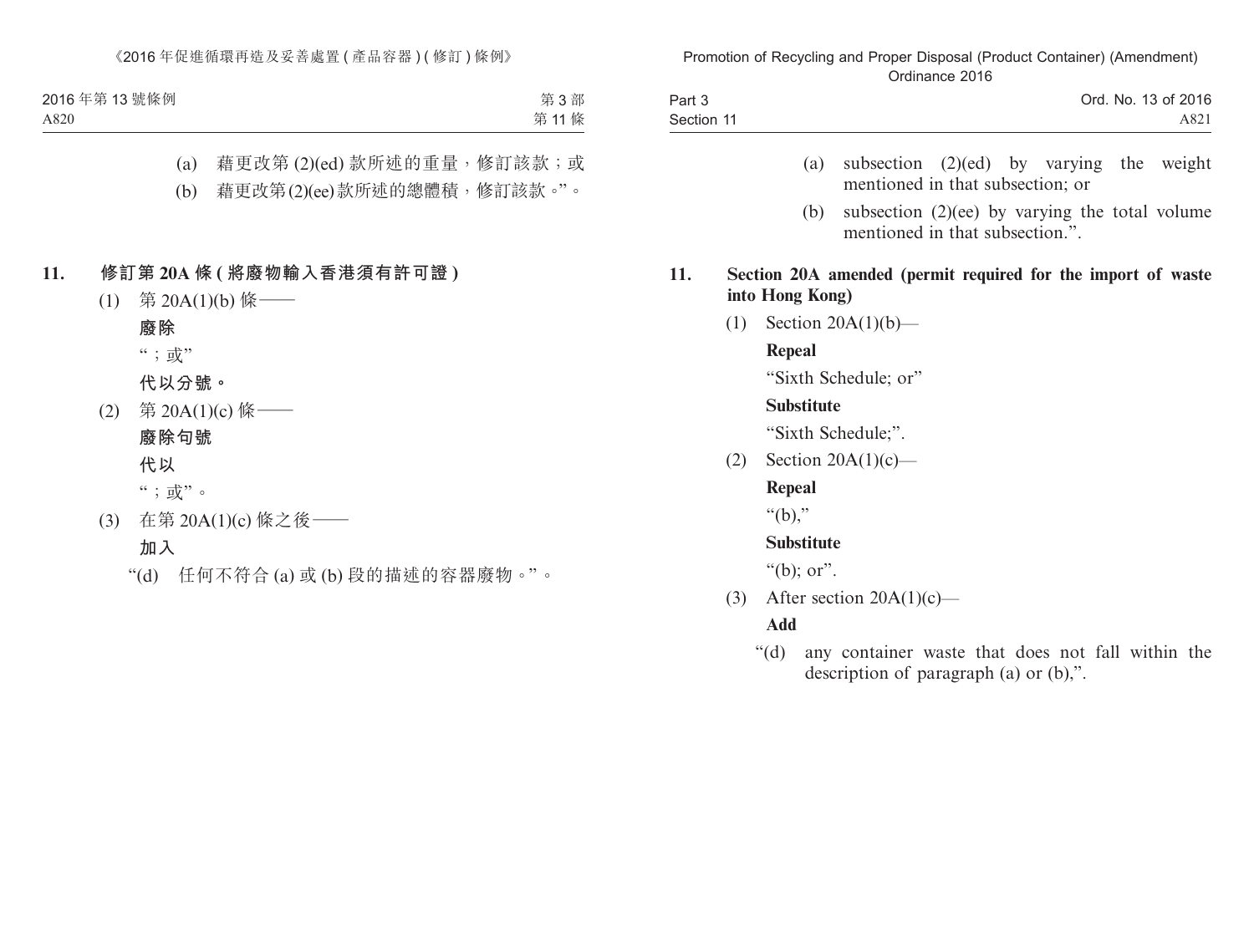(a) 藉更改第 (2)(ed) 款所述的重量，修訂該款；或

(b) 藉更改第(2)(ee)款所述的總體積，修訂該款。”。

## 11. 修訂第 20A 條 ( 將廢物輸入香港須有許可證 )

(1) 第 20A(1)(b) 條——

**廢除**

“；或”

**代以分號。**

(2) 第 20A(1)(c) 條——

**廢除句號**

**代以**

“；或”。

(3) 在第 20A(1)(c) 條之後——

**加入**

“(d) 任何不符合 (a) 或 (b) 段的描述的容器廢物。”。

(a) subsection (2)(ed) by varying the weight mentioned in that subsection; or

(b) subsection (2)(ee) by varying the total volume mentioned in that subsection.”.

## 11. Section 20A amended (permit required for the import of waste into Hong Kong)

(1) Section 20A(1)(b)—

**Repeal**

“Sixth Schedule; or”

**Substitute**

“Sixth Schedule;”.

(2) Section 20A(1)(c)—

**Repeal**

“(b),”

**Substitute**

“(b); or”.

(3) After section 20A(1)(c)—

**Add**

“(d) any container waste that does not fall within the description of paragraph (a) or (b),”.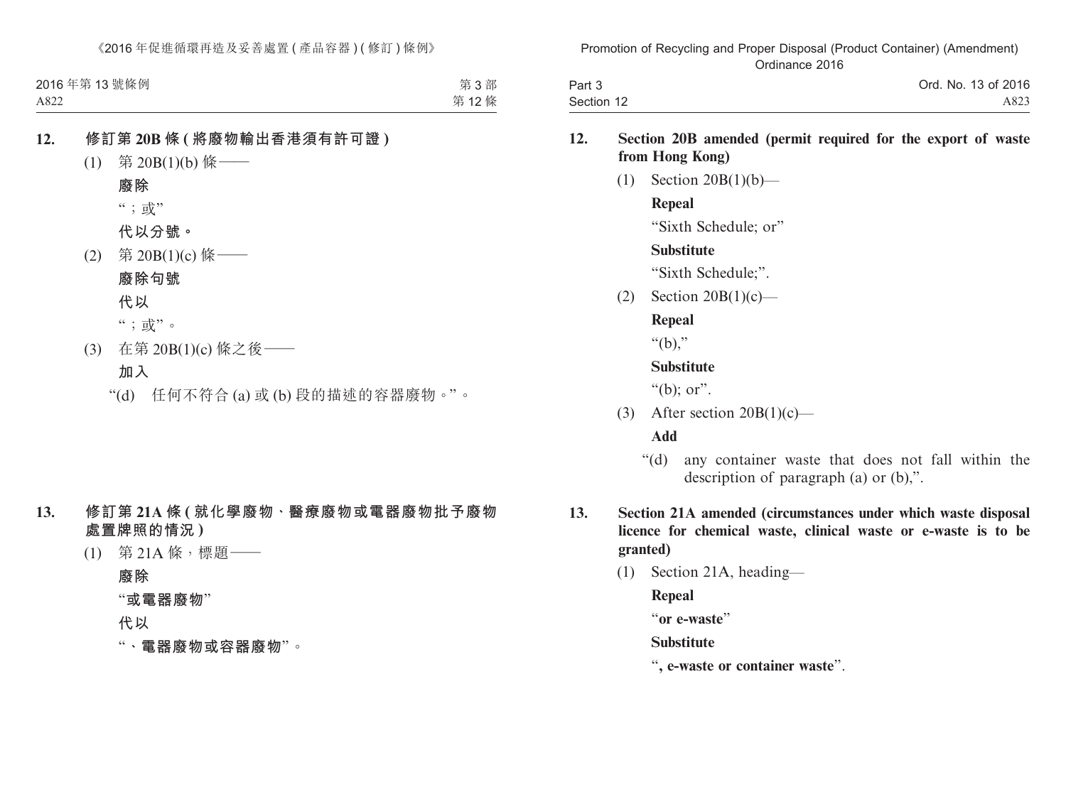**12. 修訂第 20B 條 (將廢物輸出香港須有許可證)**

(1) 第 20B(1)(b) 條——

**廢除**

"；或"

**代以分號。**

(2) 第 20B(1)(c) 條——

**廢除句號**

**代以**

"；或"。

(3) 在第 20B(1)(c) 條之後——

**加入**

"(d) 任何不符合 (a) 或 (b) 段的描述的容器廢物。"。

**13. 修訂第 21A 條 (就化學廢物、醫療廢物或電器廢物批予廢物處置牌照的情況)**

(1) 第 21A 條，標題——

**廢除**

"**或電器廢物**"

**代以**

"**、電器廢物或容器廢物**"。

**12. Section 20B amended (permit required for the export of waste from Hong Kong)**

(1) Section 20B(1)(b)—

**Repeal**

"Sixth Schedule; or"

**Substitute**

"Sixth Schedule;".

(2) Section 20B(1)(c)—

**Repeal**

"(b),"

**Substitute**

"(b); or".

(3) After section 20B(1)(c)—

**Add**

"(d) any container waste that does not fall within the description of paragraph (a) or (b),".

**13. Section 21A amended (circumstances under which waste disposal licence for chemical waste, clinical waste or e-waste is to be granted)**

(1) Section 21A, heading—

**Repeal**

"**or e-waste**"

**Substitute**

"**, e-waste or container waste**".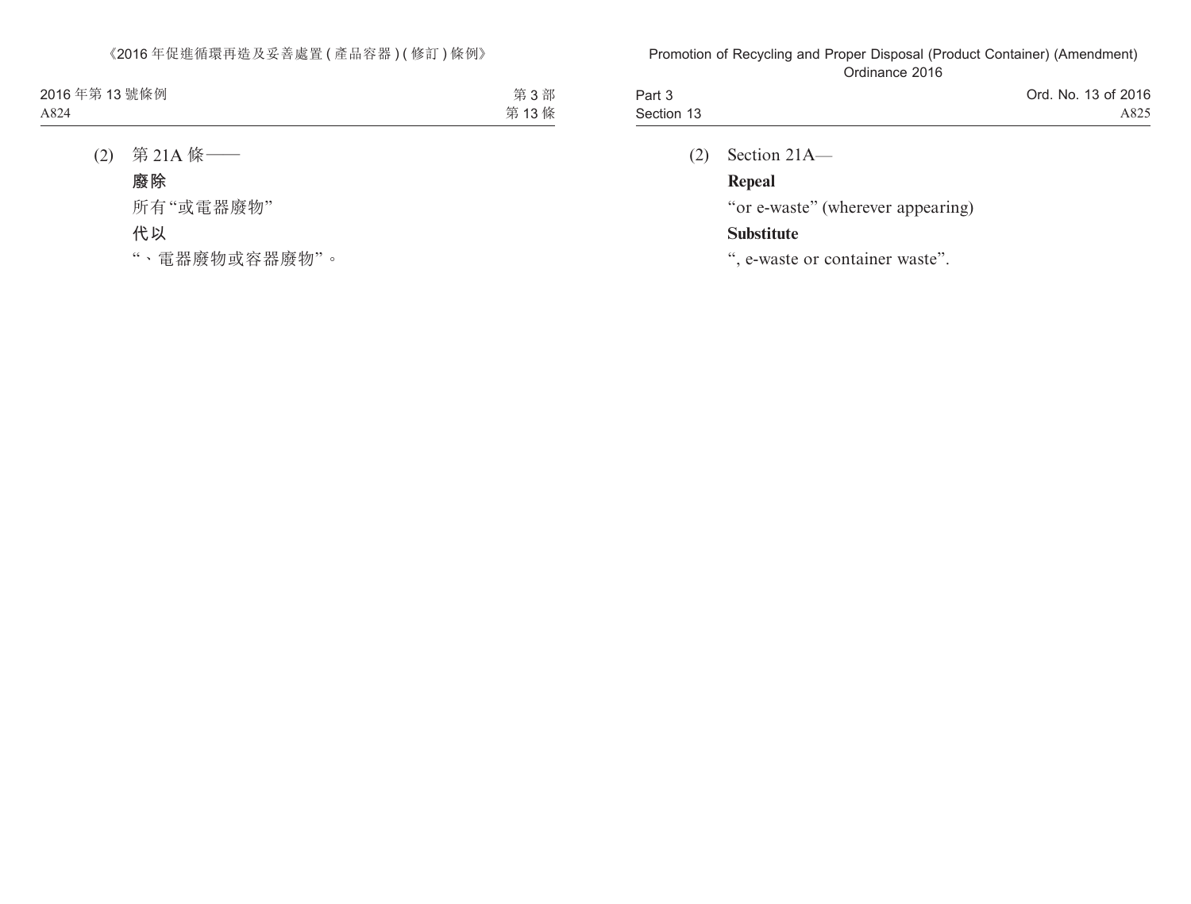(2) 第 21A 條——

**廢除**

所有“或電器廢物”

**代以**

“、電器廢物或容器廢物”。

(2) Section 21A—

**Repeal**

“or e-waste” (wherever appearing)

**Substitute**

“, e-waste or container waste”.